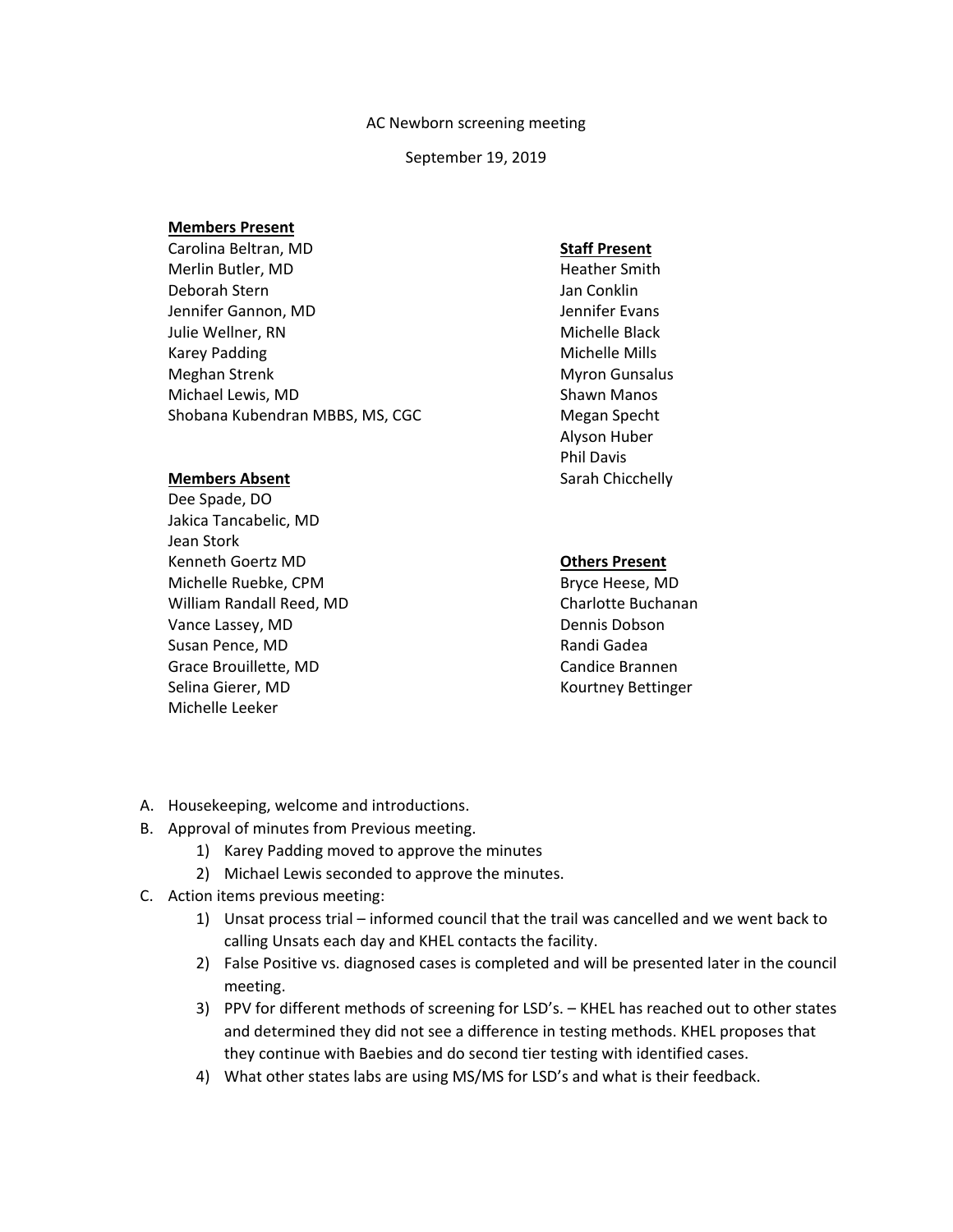AC Newborn screening meeting

September 19, 2019

**Members Present**

Carolina Beltran, MD
Merlin Butler, MD
Deborah Stern
Jennifer Gannon, MD
Julie Wellner, RN
Karey Padding
Meghan Strenk
Michael Lewis, MD
Shobana Kubendran MBBS, MS, CGC

**Members Absent**

Dee Spade, DO
Jakica Tancabelic, MD
Jean Stork
Kenneth Goertz MD
Michelle Ruebke, CPM
William Randall Reed, MD
Vance Lassey, MD
Susan Pence, MD
Grace Brouillette, MD
Selina Gierer, MD
Michelle Leeker

**Staff Present**

Heather Smith
Jan Conklin
Jennifer Evans
Michelle Black
Michelle Mills
Myron Gunsalus
Shawn Manos
Megan Specht
Alyson Huber
Phil Davis
Sarah Chicchelly

**Others Present**

Bryce Heese, MD
Charlotte Buchanan
Dennis Dobson
Randi Gadea
Candice Brannen
Kourtney Bettinger

A. Housekeeping, welcome and introductions.
B. Approval of minutes from Previous meeting.
   1) Karey Padding moved to approve the minutes
   2) Michael Lewis seconded to approve the minutes.
C. Action items previous meeting:
   1) Unsat process trial – informed council that the trail was cancelled and we went back to calling Unsats each day and KHEL contacts the facility.
   2) False Positive vs. diagnosed cases is completed and will be presented later in the council meeting.
   3) PPV for different methods of screening for LSD's. – KHEL has reached out to other states and determined they did not see a difference in testing methods. KHEL proposes that they continue with Baebies and do second tier testing with identified cases.
   4) What other states labs are using MS/MS for LSD's and what is their feedback.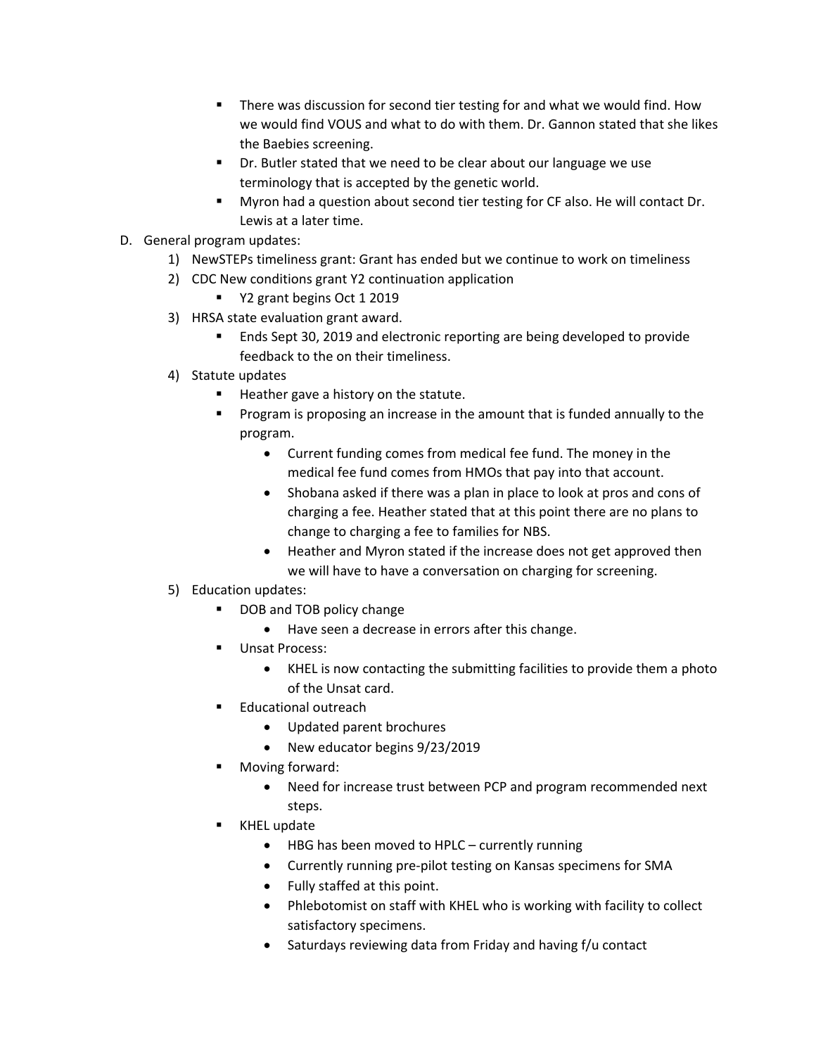- There was discussion for second tier testing for and what we would find. How we would find VOUS and what to do with them. Dr. Gannon stated that she likes the Baebies screening.
- Dr. Butler stated that we need to be clear about our language we use terminology that is accepted by the genetic world.
- Myron had a question about second tier testing for CF also. He will contact Dr. Lewis at a later time.

D. General program updates:

1) NewSTEPs timeliness grant: Grant has ended but we continue to work on timeliness
2) CDC New conditions grant Y2 continuation application
    - Y2 grant begins Oct 1 2019
3) HRSA state evaluation grant award.
    - Ends Sept 30, 2019 and electronic reporting are being developed to provide feedback to the on their timeliness.
4) Statute updates
    - Heather gave a history on the statute.
    - Program is proposing an increase in the amount that is funded annually to the program.
        - Current funding comes from medical fee fund. The money in the medical fee fund comes from HMOs that pay into that account.
        - Shobana asked if there was a plan in place to look at pros and cons of charging a fee. Heather stated that at this point there are no plans to change to charging a fee to families for NBS.
        - Heather and Myron stated if the increase does not get approved then we will have to have a conversation on charging for screening.
5) Education updates:
    - DOB and TOB policy change
        - Have seen a decrease in errors after this change.
    - Unsat Process:
        - KHEL is now contacting the submitting facilities to provide them a photo of the Unsat card.
    - Educational outreach
        - Updated parent brochures
        - New educator begins 9/23/2019
    - Moving forward:
        - Need for increase trust between PCP and program recommended next steps.
    - KHEL update
        - HBG has been moved to HPLC – currently running
        - Currently running pre-pilot testing on Kansas specimens for SMA
        - Fully staffed at this point.
        - Phlebotomist on staff with KHEL who is working with facility to collect satisfactory specimens.
        - Saturdays reviewing data from Friday and having f/u contact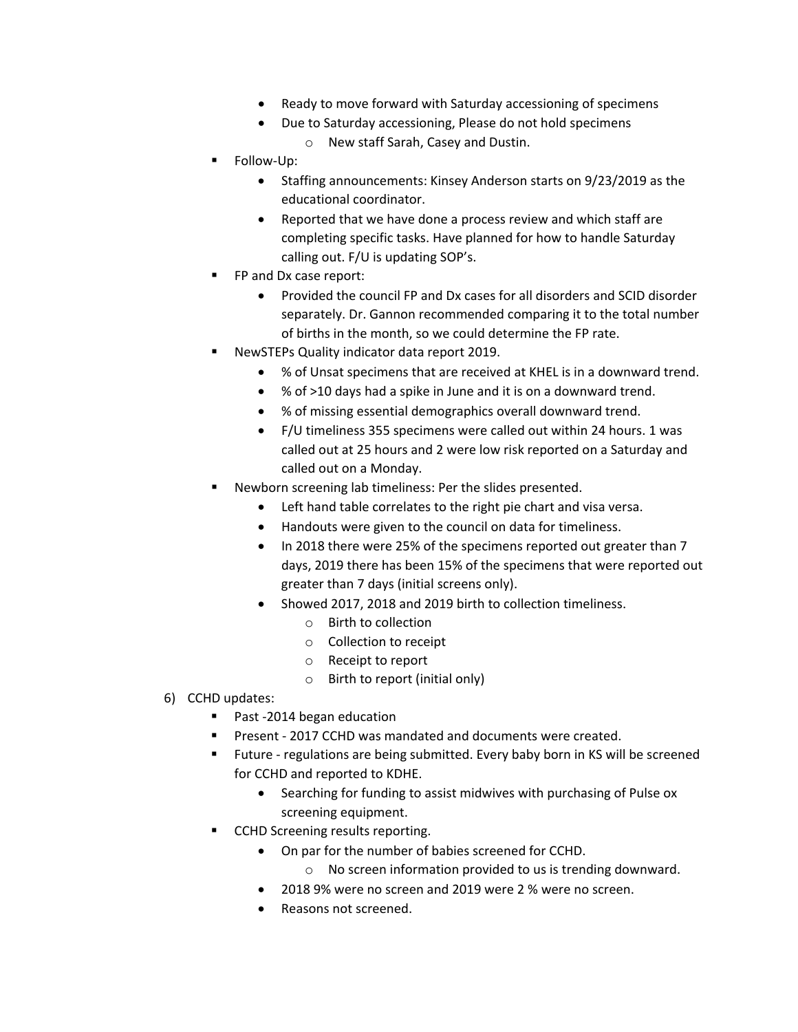- Ready to move forward with Saturday accessioning of specimens
- Due to Saturday accessioning, Please do not hold specimens
  - New staff Sarah, Casey and Dustin.

- Follow-Up:
  - Staffing announcements: Kinsey Anderson starts on 9/23/2019 as the educational coordinator.
  - Reported that we have done a process review and which staff are completing specific tasks. Have planned for how to handle Saturday calling out. F/U is updating SOP's.
- FP and Dx case report:
  - Provided the council FP and Dx cases for all disorders and SCID disorder separately. Dr. Gannon recommended comparing it to the total number of births in the month, so we could determine the FP rate.
- NewSTEPs Quality indicator data report 2019.
  - % of Unsat specimens that are received at KHEL is in a downward trend.
  - % of >10 days had a spike in June and it is on a downward trend.
  - % of missing essential demographics overall downward trend.
  - F/U timeliness 355 specimens were called out within 24 hours. 1 was called out at 25 hours and 2 were low risk reported on a Saturday and called out on a Monday.
- Newborn screening lab timeliness: Per the slides presented.
  - Left hand table correlates to the right pie chart and visa versa.
  - Handouts were given to the council on data for timeliness.
  - In 2018 there were 25% of the specimens reported out greater than 7 days, 2019 there has been 15% of the specimens that were reported out greater than 7 days (initial screens only).
  - Showed 2017, 2018 and 2019 birth to collection timeliness.
    - Birth to collection
    - Collection to receipt
    - Receipt to report
    - Birth to report (initial only)

6) CCHD updates:
   - Past -2014 began education
   - Present - 2017 CCHD was mandated and documents were created.
   - Future - regulations are being submitted. Every baby born in KS will be screened for CCHD and reported to KDHE.
     - Searching for funding to assist midwives with purchasing of Pulse ox screening equipment.
   - CCHD Screening results reporting.
     - On par for the number of babies screened for CCHD.
       - No screen information provided to us is trending downward.
     - 2018 9% were no screen and 2019 were 2 % were no screen.
     - Reasons not screened.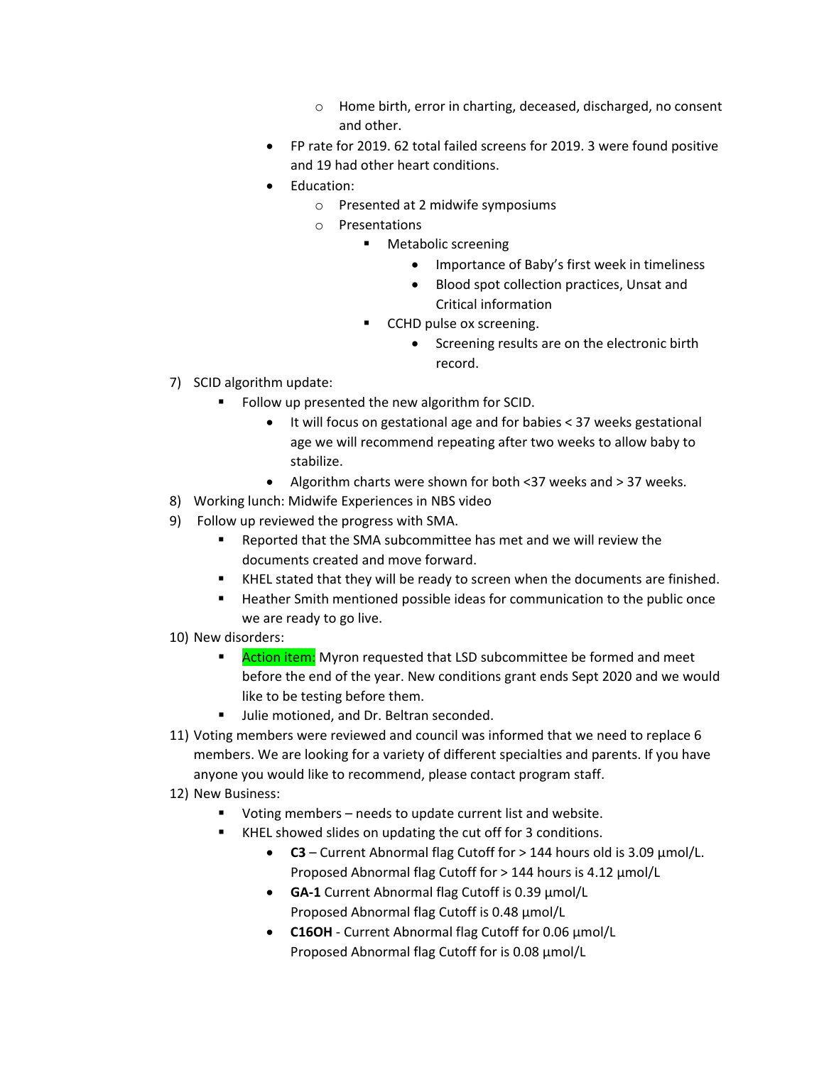- Home birth, error in charting, deceased, discharged, no consent and other.
    - FP rate for 2019. 62 total failed screens for 2019. 3 were found positive and 19 had other heart conditions.
    - Education:
        - Presented at 2 midwife symposiums
        - Presentations
            - Metabolic screening
                - Importance of Baby's first week in timeliness
                - Blood spot collection practices, Unsat and Critical information
            - CCHD pulse ox screening.
                - Screening results are on the electronic birth record.

7) SCID algorithm update:
    - Follow up presented the new algorithm for SCID.
        - It will focus on gestational age and for babies < 37 weeks gestational age we will recommend repeating after two weeks to allow baby to stabilize.
        - Algorithm charts were shown for both <37 weeks and > 37 weeks.
8) Working lunch: Midwife Experiences in NBS video
9) Follow up reviewed the progress with SMA.
    - Reported that the SMA subcommittee has met and we will review the documents created and move forward.
    - KHEL stated that they will be ready to screen when the documents are finished.
    - Heather Smith mentioned possible ideas for communication to the public once we are ready to go live.
10) New disorders:
    - Action item: Myron requested that LSD subcommittee be formed and meet before the end of the year. New conditions grant ends Sept 2020 and we would like to be testing before them.
    - Julie motioned, and Dr. Beltran seconded.
11) Voting members were reviewed and council was informed that we need to replace 6 members. We are looking for a variety of different specialties and parents. If you have anyone you would like to recommend, please contact program staff.
12) New Business:
    - Voting members – needs to update current list and website.
    - KHEL showed slides on updating the cut off for 3 conditions.
        - **C3** – Current Abnormal flag Cutoff for > 144 hours old is 3.09 µmol/L. Proposed Abnormal flag Cutoff for > 144 hours is 4.12 µmol/L
        - **GA-1** Current Abnormal flag Cutoff is 0.39 µmol/L Proposed Abnormal flag Cutoff is 0.48 µmol/L
        - **C16OH** - Current Abnormal flag Cutoff for 0.06 µmol/L Proposed Abnormal flag Cutoff for is 0.08 µmol/L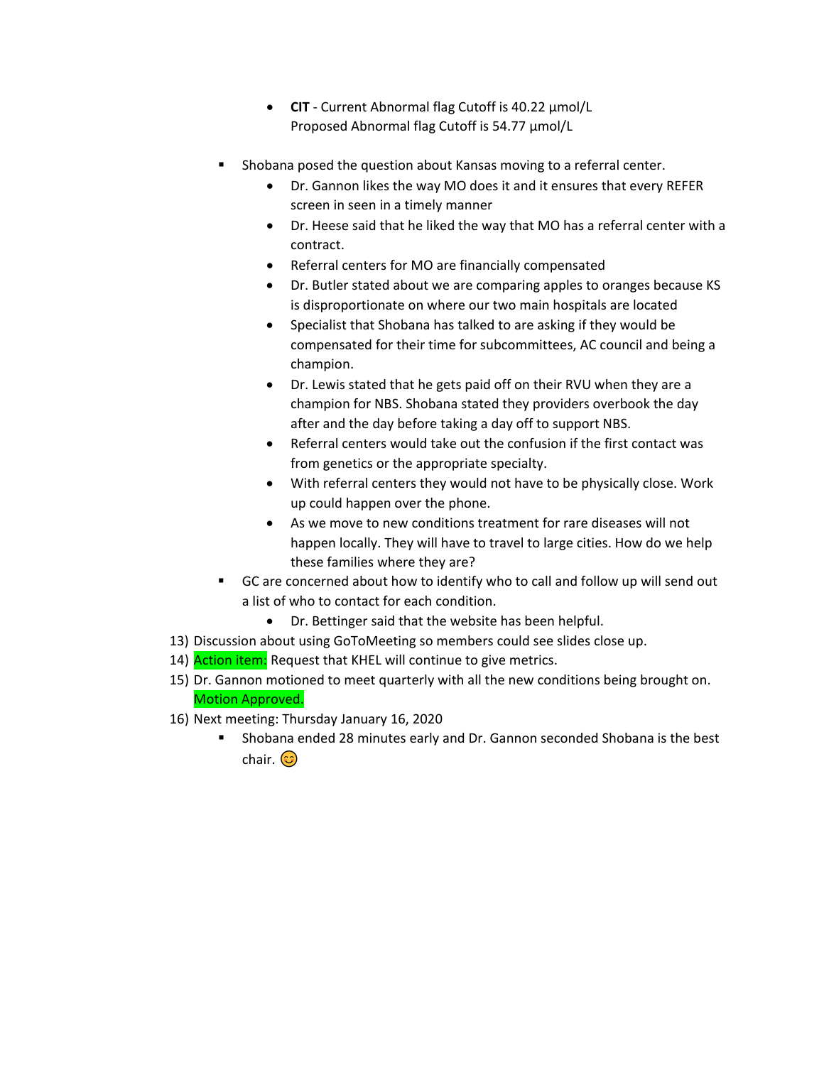- **CIT** - Current Abnormal flag Cutoff is 40.22 µmol/L
          Proposed Abnormal flag Cutoff is 54.77 µmol/L

    - Shobana posed the question about Kansas moving to a referral center.
        - Dr. Gannon likes the way MO does it and it ensures that every REFER screen in seen in a timely manner
        - Dr. Heese said that he liked the way that MO has a referral center with a contract.
        - Referral centers for MO are financially compensated
        - Dr. Butler stated about we are comparing apples to oranges because KS is disproportionate on where our two main hospitals are located
        - Specialist that Shobana has talked to are asking if they would be compensated for their time for subcommittees, AC council and being a champion.
        - Dr. Lewis stated that he gets paid off on their RVU when they are a champion for NBS. Shobana stated they providers overbook the day after and the day before taking a day off to support NBS.
        - Referral centers would take out the confusion if the first contact was from genetics or the appropriate specialty.
        - With referral centers they would not have to be physically close. Work up could happen over the phone.
        - As we move to new conditions treatment for rare diseases will not happen locally. They will have to travel to large cities. How do we help these families where they are?
    - GC are concerned about how to identify who to call and follow up will send out a list of who to contact for each condition.
        - Dr. Bettinger said that the website has been helpful.

13) Discussion about using GoToMeeting so members could see slides close up.
14) Action item: Request that KHEL will continue to give metrics.
15) Dr. Gannon motioned to meet quarterly with all the new conditions being brought on. Motion Approved.
16) Next meeting: Thursday January 16, 2020
    - Shobana ended 28 minutes early and Dr. Gannon seconded Shobana is the best chair. 😊